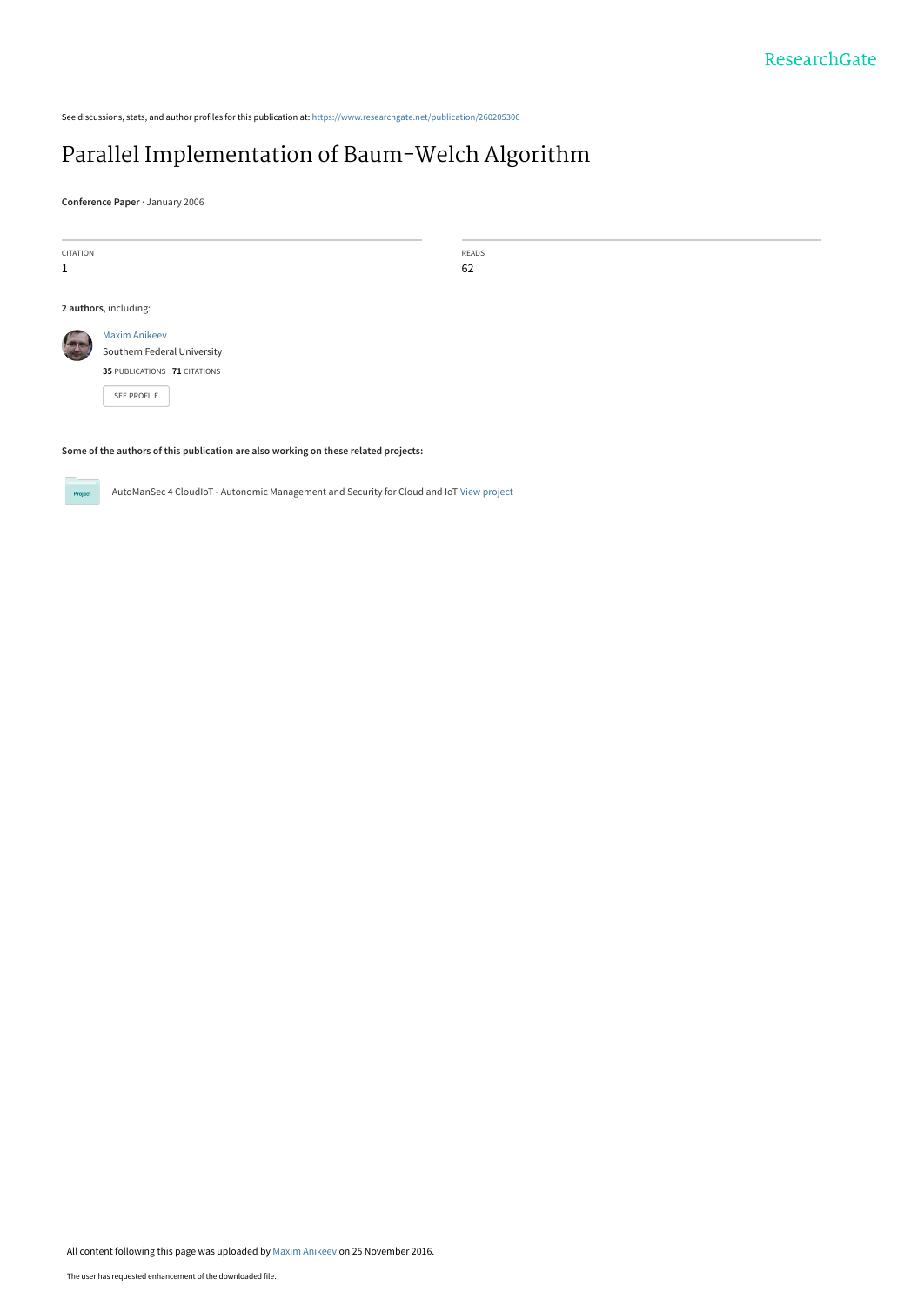See discussions, stats, and author profiles for this publication at: https://www.researchgate.net/publication/260205306

# Parallel Implementation of Baum-Welch Algorithm

**Conference Paper** · January 2006

| CITATION | READS |
|---|---|
| 1 | 62 |

**2 authors**, including:

Maxim Anikeev
Southern Federal University
**35** PUBLICATIONS **71** CITATIONS

SEE PROFILE

**Some of the authors of this publication are also working on these related projects:**

AutoManSec 4 CloudIoT - Autonomic Management and Security for Cloud and IoT View project

All content following this page was uploaded by Maxim Anikeev on 25 November 2016.

The user has requested enhancement of the downloaded file.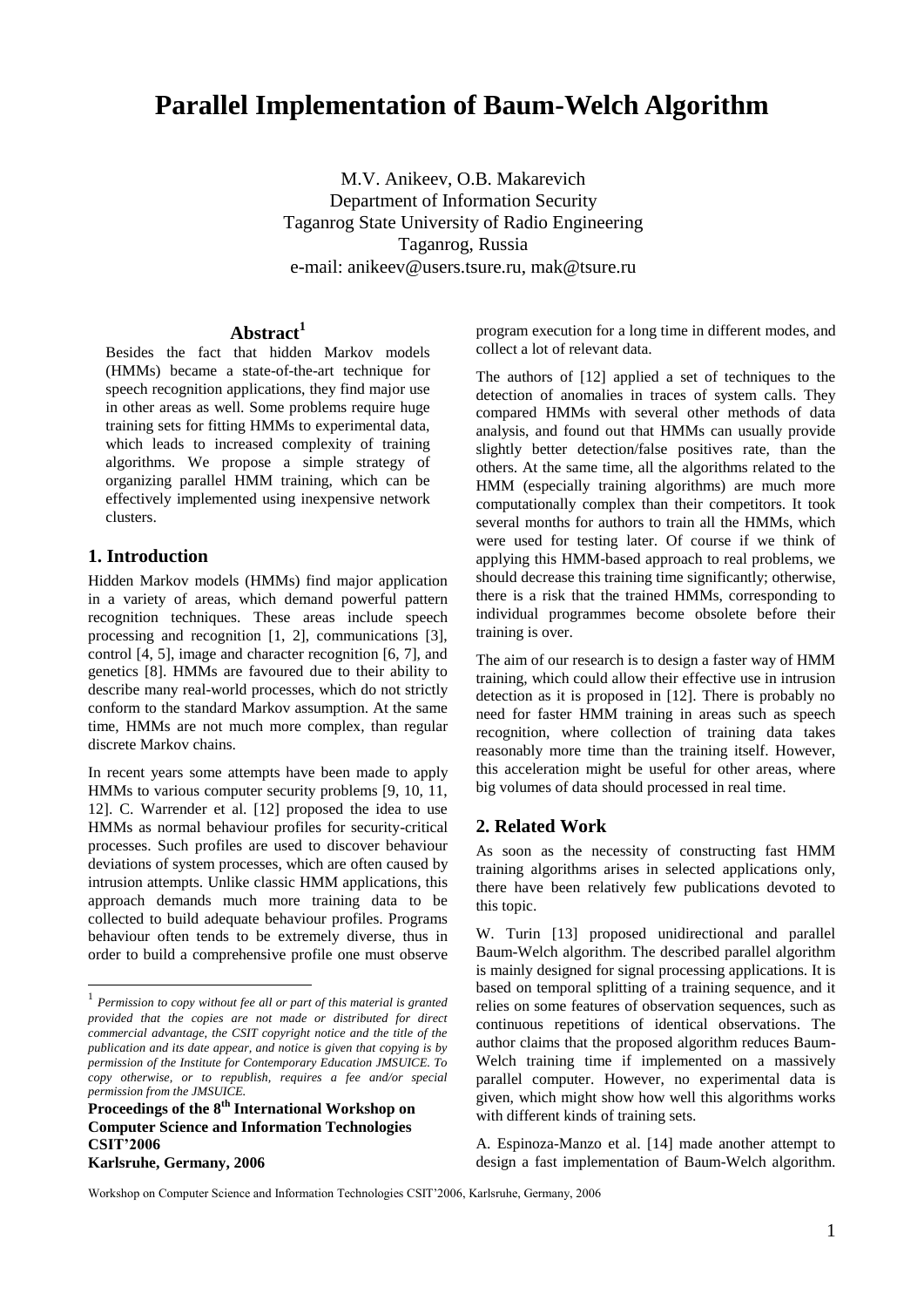# Parallel Implementation of Baum-Welch Algorithm

M.V. Anikeev, O.B. Makarevich
Department of Information Security
Taganrog State University of Radio Engineering
Taganrog, Russia
e-mail: anikeev@users.tsure.ru, mak@tsure.ru

## Abstract[1]

Besides the fact that hidden Markov models (HMMs) became a state-of-the-art technique for speech recognition applications, they find major use in other areas as well. Some problems require huge training sets for fitting HMMs to experimental data, which leads to increased complexity of training algorithms. We propose a simple strategy of organizing parallel HMM training, which can be effectively implemented using inexpensive network clusters.

## 1. Introduction

Hidden Markov models (HMMs) find major application in a variety of areas, which demand powerful pattern recognition techniques. These areas include speech processing and recognition [1, 2], communications [3], control [4, 5], image and character recognition [6, 7], and genetics [8]. HMMs are favoured due to their ability to describe many real-world processes, which do not strictly conform to the standard Markov assumption. At the same time, HMMs are not much more complex, than regular discrete Markov chains.

In recent years some attempts have been made to apply HMMs to various computer security problems [9, 10, 11, 12]. C. Warrender et al. [12] proposed the idea to use HMMs as normal behaviour profiles for security-critical processes. Such profiles are used to discover behaviour deviations of system processes, which are often caused by intrusion attempts. Unlike classic HMM applications, this approach demands much more training data to be collected to build adequate behaviour profiles. Programs behaviour often tends to be extremely diverse, thus in order to build a comprehensive profile one must observe program execution for a long time in different modes, and collect a lot of relevant data.

The authors of [12] applied a set of techniques to the detection of anomalies in traces of system calls. They compared HMMs with several other methods of data analysis, and found out that HMMs can usually provide slightly better detection/false positives rate, than the others. At the same time, all the algorithms related to the HMM (especially training algorithms) are much more computationally complex than their competitors. It took several months for authors to train all the HMMs, which were used for testing later. Of course if we think of applying this HMM-based approach to real problems, we should decrease this training time significantly; otherwise, there is a risk that the trained HMMs, corresponding to individual programmes become obsolete before their training is over.

The aim of our research is to design a faster way of HMM training, which could allow their effective use in intrusion detection as it is proposed in [12]. There is probably no need for faster HMM training in areas such as speech recognition, where collection of training data takes reasonably more time than the training itself. However, this acceleration might be useful for other areas, where big volumes of data should processed in real time.

## 2. Related Work

As soon as the necessity of constructing fast HMM training algorithms arises in selected applications only, there have been relatively few publications devoted to this topic.

W. Turin [13] proposed unidirectional and parallel Baum-Welch algorithm. The described parallel algorithm is mainly designed for signal processing applications. It is based on temporal splitting of a training sequence, and it relies on some features of observation sequences, such as continuous repetitions of identical observations. The author claims that the proposed algorithm reduces Baum-Welch training time if implemented on a massively parallel computer. However, no experimental data is given, which might show how well this algorithms works with different kinds of training sets.

A. Espinoza-Manzo et al. [14] made another attempt to design a fast implementation of Baum-Welch algorithm.

---

[1] *Permission to copy without fee all or part of this material is granted provided that the copies are not made or distributed for direct commercial advantage, the CSIT copyright notice and the title of the publication and its date appear, and notice is given that copying is by permission of the Institute for Contemporary Education JMSUICE. To copy otherwise, or to republish, requires a fee and/or special permission from the JMSUICE.*

**Proceedings of the 8th International Workshop on Computer Science and Information Technologies CSIT'2006**
**Karlsruhe, Germany, 2006**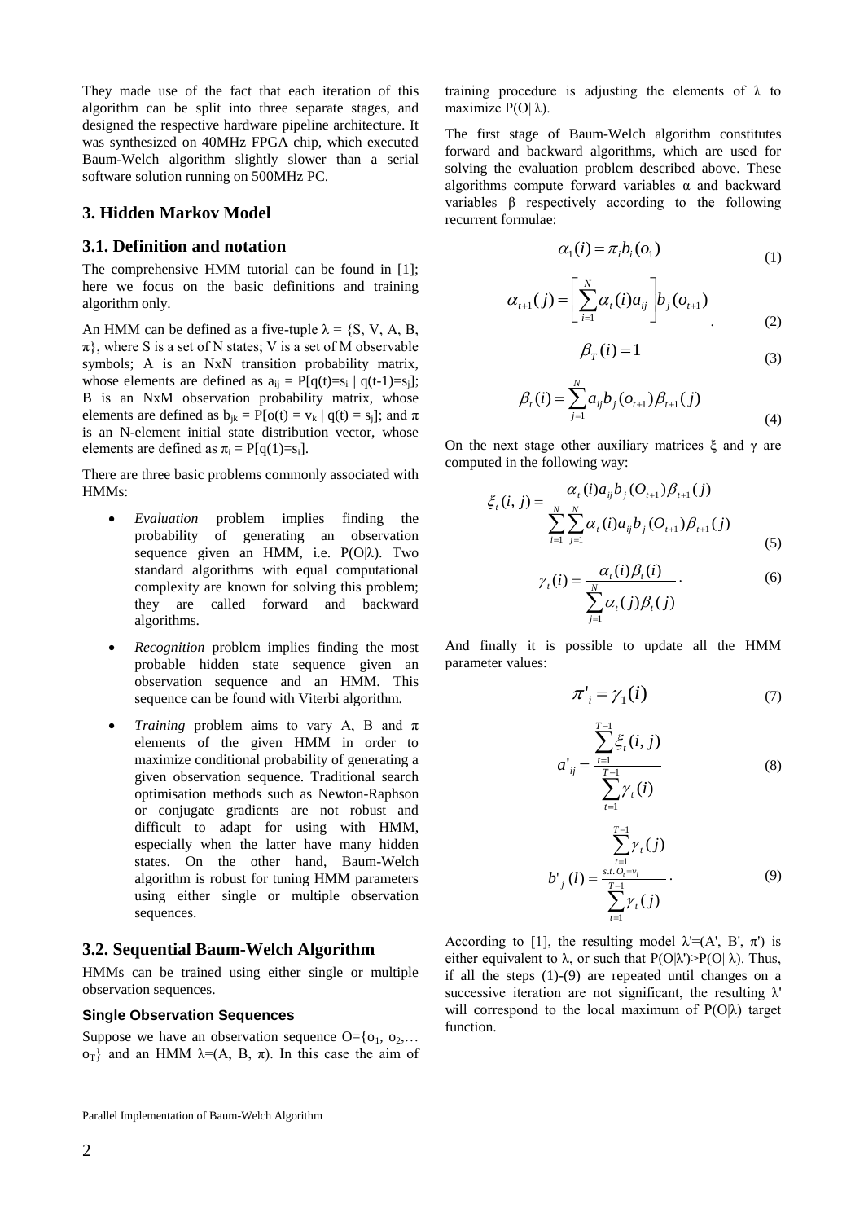They made use of the fact that each iteration of this algorithm can be split into three separate stages, and designed the respective hardware pipeline architecture. It was synthesized on 40MHz FPGA chip, which executed Baum-Welch algorithm slightly slower than a serial software solution running on 500MHz PC.

## 3. Hidden Markov Model

### 3.1. Definition and notation

The comprehensive HMM tutorial can be found in [1]; here we focus on the basic definitions and training algorithm only.

An HMM can be defined as a five-tuple $\lambda = \{S, V, A, B, \pi\}$, where S is a set of N states; V is a set of M observable symbols; A is an NxN transition probability matrix, whose elements are defined as $a_{ij} = P[q(t)=s_i \mid q(t-1)=s_j]$; B is an NxM observation probability matrix, whose elements are defined as $b_{jk} = P[o(t) = v_k \mid q(t) = s_j]$; and $\pi$ is an N-element initial state distribution vector, whose elements are defined as $\pi_i = P[q(1)=s_i]$.

There are three basic problems commonly associated with HMMs:

- *Evaluation* problem implies finding the probability of generating an observation sequence given an HMM, i.e. $P(O|\lambda)$. Two standard algorithms with equal computational complexity are known for solving this problem; they are called forward and backward algorithms.
- *Recognition* problem implies finding the most probable hidden state sequence given an observation sequence and an HMM. This sequence can be found with Viterbi algorithm.
- *Training* problem aims to vary A, B and $\pi$ elements of the given HMM in order to maximize conditional probability of generating a given observation sequence. Traditional search optimisation methods such as Newton-Raphson or conjugate gradients are not robust and difficult to adapt for using with HMM, especially when the latter have many hidden states. On the other hand, Baum-Welch algorithm is robust for tuning HMM parameters using either single or multiple observation sequences.

### 3.2. Sequential Baum-Welch Algorithm

HMMs can be trained using either single or multiple observation sequences.

#### Single Observation Sequences

Suppose we have an observation sequence $O=\{o_1, o_2,\ldots o_T\}$ and an HMM $\lambda=(A, B, \pi)$. In this case the aim of training procedure is adjusting the elements of $\lambda$ to maximize $P(O|\lambda)$.

The first stage of Baum-Welch algorithm constitutes forward and backward algorithms, which are used for solving the evaluation problem described above. These algorithms compute forward variables $\alpha$ and backward variables $\beta$ respectively according to the following recurrent formulae:

$$\alpha_1(i) = \pi_i b_i(o_1) \tag{1}$$

$$\alpha_{t+1}(j) = \left[\sum_{i=1}^{N} \alpha_t(i) a_{ij}\right] b_j(o_{t+1}) \tag{2}$$

$$\beta_T(i) = 1 \tag{3}$$

$$\beta_t(i) = \sum_{j=1}^{N} a_{ij} b_j(o_{t+1}) \beta_{t+1}(j) \tag{4}$$

On the next stage other auxiliary matrices $\xi$ and $\gamma$ are computed in the following way:

$$\xi_t(i, j) = \frac{\alpha_t(i) a_{ij} b_j(O_{t+1}) \beta_{t+1}(j)}{\sum_{i=1}^{N}\sum_{j=1}^{N} \alpha_t(i) a_{ij} b_j(O_{t+1}) \beta_{t+1}(j)} \tag{5}$$

$$\gamma_t(i) = \frac{\alpha_t(i)\beta_t(i)}{\sum_{j=1}^{N} \alpha_t(j)\beta_t(j)}. \tag{6}$$

And finally it is possible to update all the HMM parameter values:

$$\pi'_i = \gamma_1(i) \tag{7}$$

$$a'_{ij} = \frac{\sum_{t=1}^{T-1} \xi_t(i, j)}{\sum_{t=1}^{T-1} \gamma_t(i)} \tag{8}$$

$$b'_j(l) = \frac{\sum_{t=1,\ s.t.\ O_t=v_l}^{T-1} \gamma_t(j)}{\sum_{t=1}^{T-1} \gamma_t(j)}. \tag{9}$$

According to [1], the resulting model $\lambda'=(A', B', \pi')$ is either equivalent to $\lambda$, or such that $P(O|\lambda')>P(O|\lambda)$. Thus, if all the steps (1)-(9) are repeated until changes on a successive iteration are not significant, the resulting $\lambda'$ will correspond to the local maximum of $P(O|\lambda)$ target function.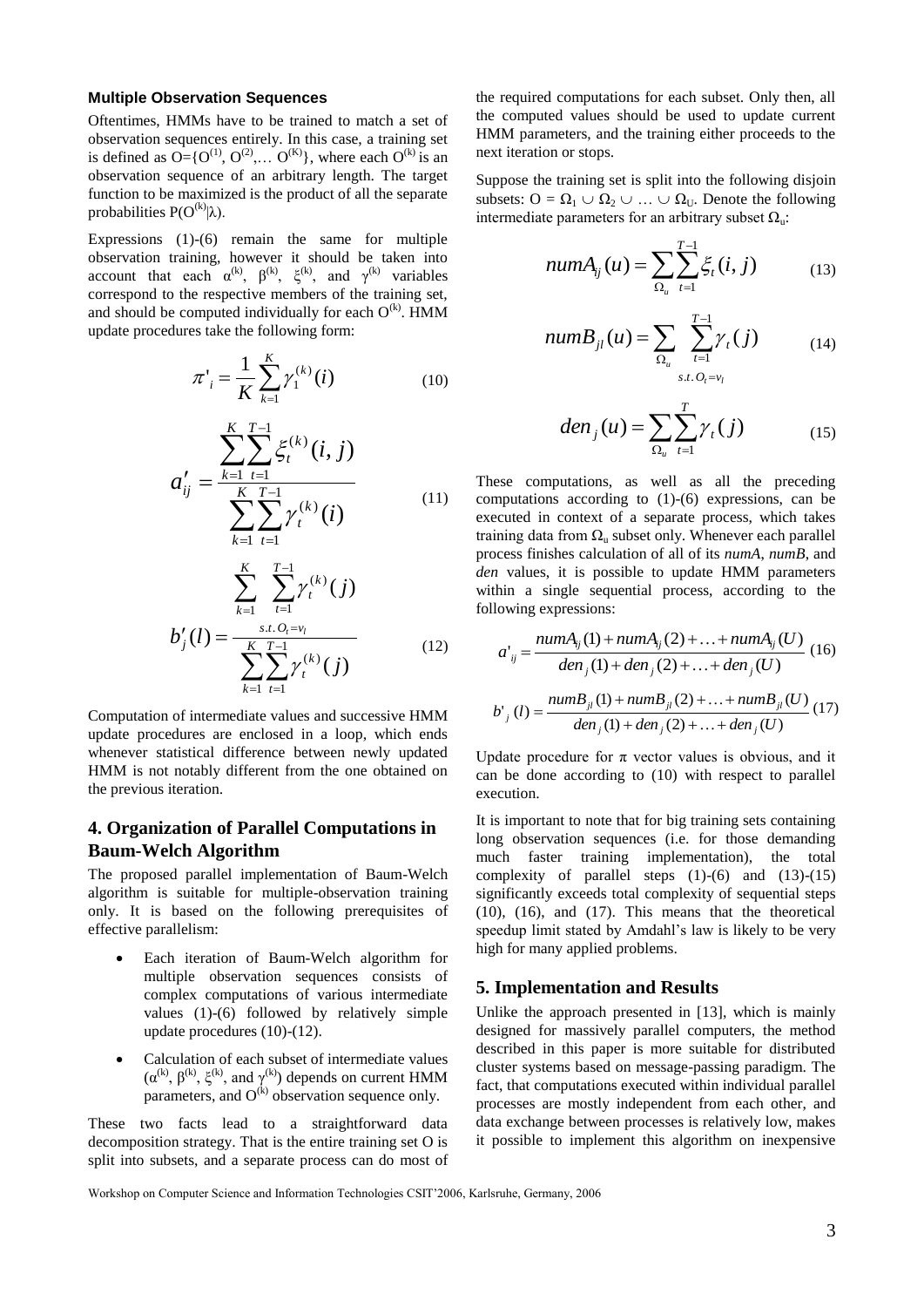#### Multiple Observation Sequences

Oftentimes, HMMs have to be trained to match a set of observation sequences entirely. In this case, a training set is defined as $O=\{O^{(1)}, O^{(2)},\dots O^{(K)}\}$, where each $O^{(k)}$ is an observation sequence of an arbitrary length. The target function to be maximized is the product of all the separate probabilities $P(O^{(k)}|\lambda)$.

Expressions (1)-(6) remain the same for multiple observation training, however it should be taken into account that each $\alpha^{(k)}$, $\beta^{(k)}$, $\xi^{(k)}$, and $\gamma^{(k)}$ variables correspond to the respective members of the training set, and should be computed individually for each $O^{(k)}$. HMM update procedures take the following form:

$$\pi'_i = \frac{1}{K}\sum_{k=1}^{K}\gamma_1^{(k)}(i) \tag{10}$$

$$a'_{ij} = \frac{\sum_{k=1}^{K}\sum_{t=1}^{T-1}\xi_t^{(k)}(i,j)}{\sum_{k=1}^{K}\sum_{t=1}^{T-1}\gamma_t^{(k)}(i)} \tag{11}$$

$$b'_j(l) = \frac{\sum_{k=1}^{K}\sum_{\substack{t=1 \\ s.t.\, O_t=v_l}}^{T-1}\gamma_t^{(k)}(j)}{\sum_{k=1}^{K}\sum_{t=1}^{T-1}\gamma_t^{(k)}(j)} \tag{12}$$

Computation of intermediate values and successive HMM update procedures are enclosed in a loop, which ends whenever statistical difference between newly updated HMM is not notably different from the one obtained on the previous iteration.

## 4. Organization of Parallel Computations in Baum-Welch Algorithm

The proposed parallel implementation of Baum-Welch algorithm is suitable for multiple-observation training only. It is based on the following prerequisites of effective parallelism:

- Each iteration of Baum-Welch algorithm for multiple observation sequences consists of complex computations of various intermediate values (1)-(6) followed by relatively simple update procedures (10)-(12).
- Calculation of each subset of intermediate values ($\alpha^{(k)}$, $\beta^{(k)}$, $\xi^{(k)}$, and $\gamma^{(k)}$) depends on current HMM parameters, and $O^{(k)}$ observation sequence only.

These two facts lead to a straightforward data decomposition strategy. That is the entire training set O is split into subsets, and a separate process can do most of the required computations for each subset. Only then, all the computed values should be used to update current HMM parameters, and the training either proceeds to the next iteration or stops.

Suppose the training set is split into the following disjoin subsets: $O = \Omega_1 \cup \Omega_2 \cup \dots \cup \Omega_U$. Denote the following intermediate parameters for an arbitrary subset $\Omega_u$:

$$numA_{ij}(u) = \sum_{\Omega_u}\sum_{t=1}^{T-1}\xi_t(i,j) \tag{13}$$

$$numB_{jl}(u) = \sum_{\Omega_u}\sum_{\substack{t=1 \\ s.t.\, O_t=v_l}}^{T-1}\gamma_t(j) \tag{14}$$

$$den_j(u) = \sum_{\Omega_u}\sum_{t=1}^{T}\gamma_t(j) \tag{15}$$

These computations, as well as all the preceding computations according to (1)-(6) expressions, can be executed in context of a separate process, which takes training data from $\Omega_u$ subset only. Whenever each parallel process finishes calculation of all of its *numA*, *numB*, and *den* values, it is possible to update HMM parameters within a single sequential process, according to the following expressions:

$$a'_{ij} = \frac{numA_{ij}(1) + numA_{ij}(2) + \ldots + numA_{ij}(U)}{den_j(1) + den_j(2) + \ldots + den_j(U)} \tag{16}$$

$$b'_j(l) = \frac{numB_{jl}(1) + numB_{jl}(2) + \ldots + numB_{jl}(U)}{den_j(1) + den_j(2) + \ldots + den_j(U)} \tag{17}$$

Update procedure for $\pi$ vector values is obvious, and it can be done according to (10) with respect to parallel execution.

It is important to note that for big training sets containing long observation sequences (i.e. for those demanding much faster training implementation), the total complexity of parallel steps (1)-(6) and (13)-(15) significantly exceeds total complexity of sequential steps (10), (16), and (17). This means that the theoretical speedup limit stated by Amdahl's law is likely to be very high for many applied problems.

## 5. Implementation and Results

Unlike the approach presented in [13], which is mainly designed for massively parallel computers, the method described in this paper is more suitable for distributed cluster systems based on message-passing paradigm. The fact, that computations executed within individual parallel processes are mostly independent from each other, and data exchange between processes is relatively low, makes it possible to implement this algorithm on inexpensive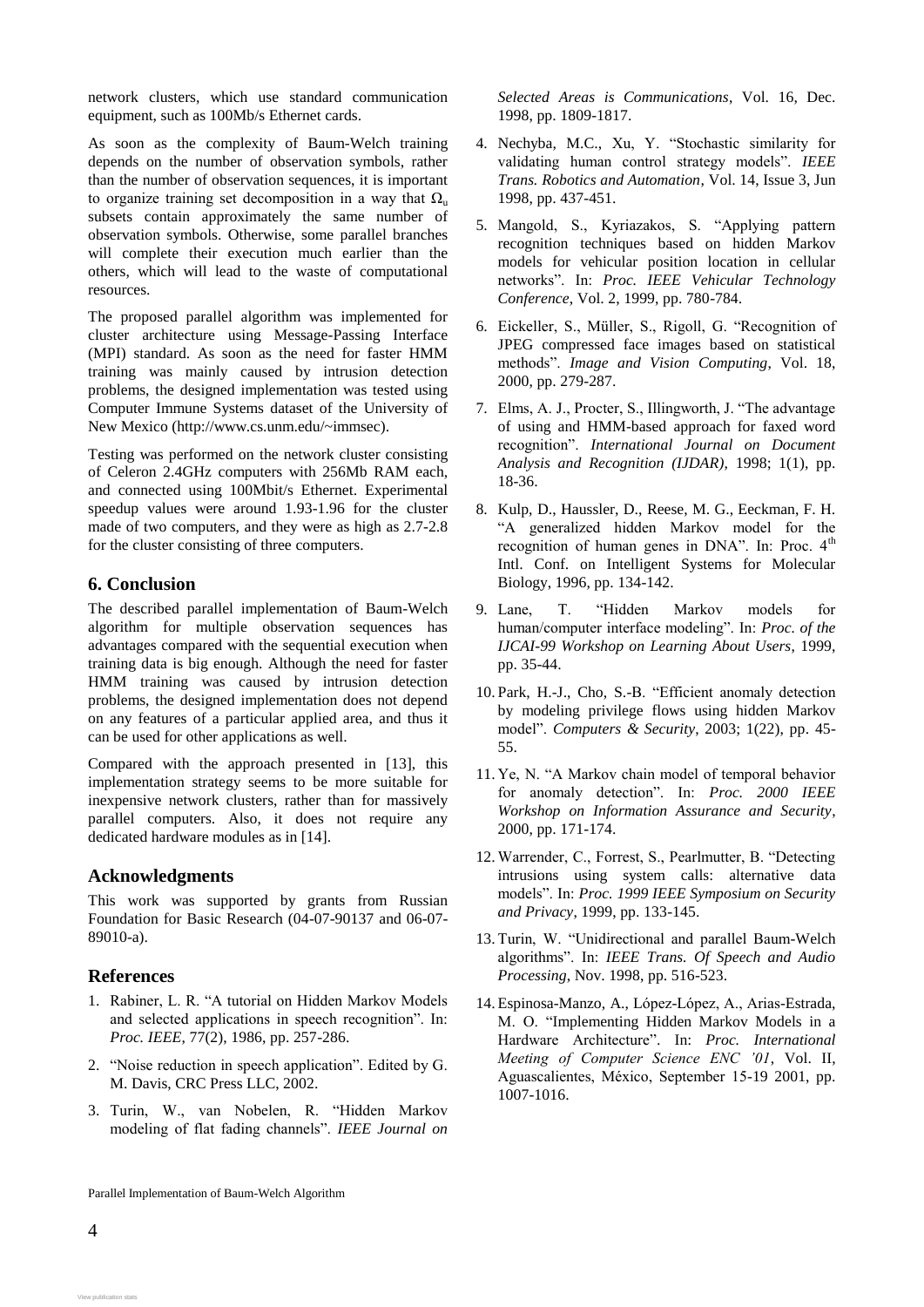network clusters, which use standard communication equipment, such as 100Mb/s Ethernet cards.

As soon as the complexity of Baum-Welch training depends on the number of observation symbols, rather than the number of observation sequences, it is important to organize training set decomposition in a way that $\Omega_u$ subsets contain approximately the same number of observation symbols. Otherwise, some parallel branches will complete their execution much earlier than the others, which will lead to the waste of computational resources.

The proposed parallel algorithm was implemented for cluster architecture using Message-Passing Interface (MPI) standard. As soon as the need for faster HMM training was mainly caused by intrusion detection problems, the designed implementation was tested using Computer Immune Systems dataset of the University of New Mexico (http://www.cs.unm.edu/~immsec).

Testing was performed on the network cluster consisting of Celeron 2.4GHz computers with 256Mb RAM each, and connected using 100Mbit/s Ethernet. Experimental speedup values were around 1.93-1.96 for the cluster made of two computers, and they were as high as 2.7-2.8 for the cluster consisting of three computers.

## 6. Conclusion

The described parallel implementation of Baum-Welch algorithm for multiple observation sequences has advantages compared with the sequential execution when training data is big enough. Although the need for faster HMM training was caused by intrusion detection problems, the designed implementation does not depend on any features of a particular applied area, and thus it can be used for other applications as well.

Compared with the approach presented in [13], this implementation strategy seems to be more suitable for inexpensive network clusters, rather than for massively parallel computers. Also, it does not require any dedicated hardware modules as in [14].

### Acknowledgments

This work was supported by grants from Russian Foundation for Basic Research (04-07-90137 and 06-07-89010-a).

### References

1. Rabiner, L. R. "A tutorial on Hidden Markov Models and selected applications in speech recognition". In: *Proc. IEEE*, 77(2), 1986, pp. 257-286.
2. "Noise reduction in speech application". Edited by G. M. Davis, CRC Press LLC, 2002.
3. Turin, W., van Nobelen, R. "Hidden Markov modeling of flat fading channels". *IEEE Journal on Selected Areas is Communications*, Vol. 16, Dec. 1998, pp. 1809-1817.
4. Nechyba, M.C., Xu, Y. "Stochastic similarity for validating human control strategy models". *IEEE Trans. Robotics and Automation*, Vol. 14, Issue 3, Jun 1998, pp. 437-451.
5. Mangold, S., Kyriazakos, S. "Applying pattern recognition techniques based on hidden Markov models for vehicular position location in cellular networks". In: *Proc. IEEE Vehicular Technology Conference*, Vol. 2, 1999, pp. 780-784.
6. Eickeller, S., Müller, S., Rigoll, G. "Recognition of JPEG compressed face images based on statistical methods". *Image and Vision Computing*, Vol. 18, 2000, pp. 279-287.
7. Elms, A. J., Procter, S., Illingworth, J. "The advantage of using and HMM-based approach for faxed word recognition". *International Journal on Document Analysis and Recognition (IJDAR)*, 1998; 1(1), pp. 18-36.
8. Kulp, D., Haussler, D., Reese, M. G., Eeckman, F. H. "A generalized hidden Markov model for the recognition of human genes in DNA". In: Proc. 4th Intl. Conf. on Intelligent Systems for Molecular Biology, 1996, pp. 134-142.
9. Lane, T. "Hidden Markov models for human/computer interface modeling". In: *Proc. of the IJCAI-99 Workshop on Learning About Users*, 1999, pp. 35-44.
10. Park, H.-J., Cho, S.-B. "Efficient anomaly detection by modeling privilege flows using hidden Markov model". *Computers & Security*, 2003; 1(22), pp. 45-55.
11. Ye, N. "A Markov chain model of temporal behavior for anomaly detection". In: *Proc. 2000 IEEE Workshop on Information Assurance and Security*, 2000, pp. 171-174.
12. Warrender, C., Forrest, S., Pearlmutter, B. "Detecting intrusions using system calls: alternative data models". In: *Proc. 1999 IEEE Symposium on Security and Privacy*, 1999, pp. 133-145.
13. Turin, W. "Unidirectional and parallel Baum-Welch algorithms". In: *IEEE Trans. Of Speech and Audio Processing*, Nov. 1998, pp. 516-523.
14. Espinosa-Manzo, A., López-López, A., Arias-Estrada, M. O. "Implementing Hidden Markov Models in a Hardware Architecture". In: *Proc. International Meeting of Computer Science ENC '01*, Vol. II, Aguascalientes, México, September 15-19 2001, pp. 1007-1016.